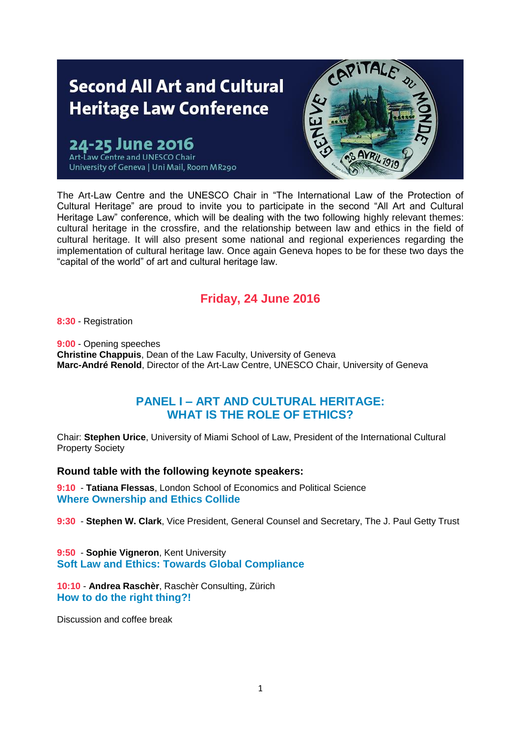# Second All Art and Cultural Heritage Law Conference

**24-25 June 2016**
Art-Law Centre and UNESCO Chair
University of Geneva | Uni Mail, Room MR290

The Art-Law Centre and the UNESCO Chair in "The International Law of the Protection of Cultural Heritage" are proud to invite you to participate in the second "All Art and Cultural Heritage Law" conference, which will be dealing with the two following highly relevant themes: cultural heritage in the crossfire, and the relationship between law and ethics in the field of cultural heritage. It will also present some national and regional experiences regarding the implementation of cultural heritage law. Once again Geneva hopes to be for these two days the "capital of the world" of art and cultural heritage law.

## Friday, 24 June 2016

**8:30** - Registration

**9:00** - Opening speeches
**Christine Chappuis**, Dean of the Law Faculty, University of Geneva
**Marc-André Renold**, Director of the Art-Law Centre, UNESCO Chair, University of Geneva

## PANEL I – ART AND CULTURAL HERITAGE: WHAT IS THE ROLE OF ETHICS?

Chair: **Stephen Urice**, University of Miami School of Law, President of the International Cultural Property Society

### Round table with the following keynote speakers:

**9:10** - **Tatiana Flessas**, London School of Economics and Political Science
**Where Ownership and Ethics Collide**

**9:30** - **Stephen W. Clark**, Vice President, General Counsel and Secretary, The J. Paul Getty Trust

**9:50** - **Sophie Vigneron**, Kent University
**Soft Law and Ethics: Towards Global Compliance**

**10:10** - **Andrea Raschèr**, Raschèr Consulting, Zürich
**How to do the right thing?!**

Discussion and coffee break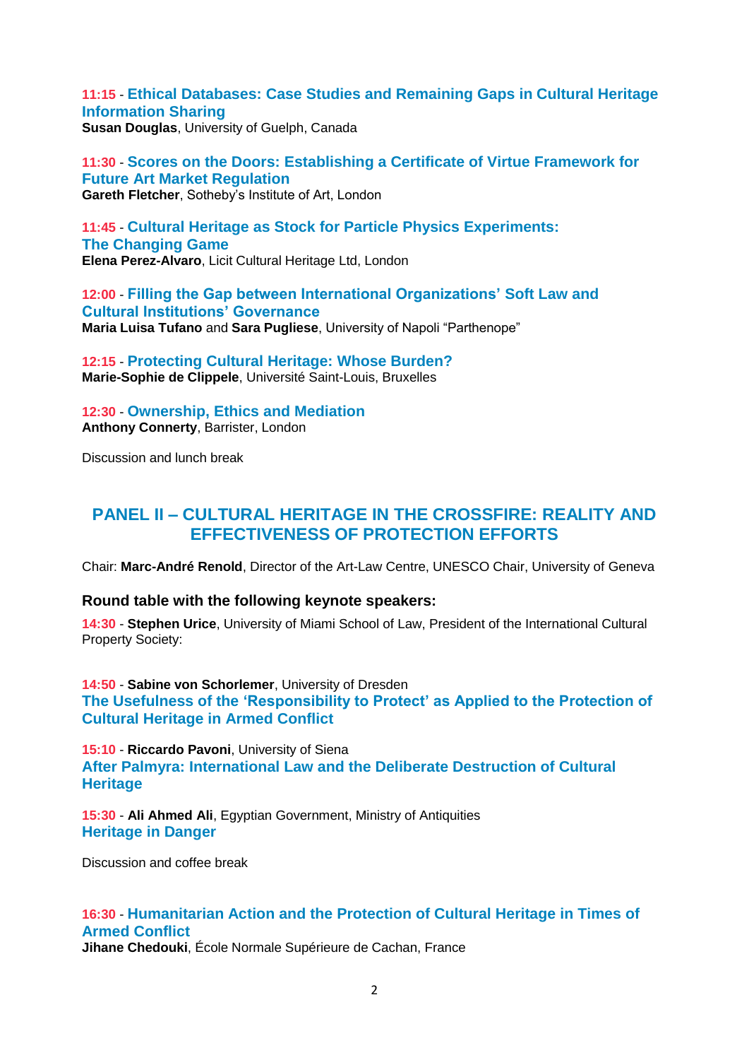**11:15** - **Ethical Databases: Case Studies and Remaining Gaps in Cultural Heritage Information Sharing**
**Susan Douglas**, University of Guelph, Canada

**11:30** - **Scores on the Doors: Establishing a Certificate of Virtue Framework for Future Art Market Regulation**
**Gareth Fletcher**, Sotheby's Institute of Art, London

**11:45** - **Cultural Heritage as Stock for Particle Physics Experiments: The Changing Game**
**Elena Perez-Alvaro**, Licit Cultural Heritage Ltd, London

**12:00** - **Filling the Gap between International Organizations' Soft Law and Cultural Institutions' Governance**
**Maria Luisa Tufano** and **Sara Pugliese**, University of Napoli "Parthenope"

**12:15** - **Protecting Cultural Heritage: Whose Burden?**
**Marie-Sophie de Clippele**, Université Saint-Louis, Bruxelles

**12:30** - **Ownership, Ethics and Mediation**
**Anthony Connerty**, Barrister, London

Discussion and lunch break

## PANEL II – CULTURAL HERITAGE IN THE CROSSFIRE: REALITY AND EFFECTIVENESS OF PROTECTION EFFORTS

Chair: **Marc-André Renold**, Director of the Art-Law Centre, UNESCO Chair, University of Geneva

### Round table with the following keynote speakers:

**14:30** - **Stephen Urice**, University of Miami School of Law, President of the International Cultural Property Society:

**14:50** - **Sabine von Schorlemer**, University of Dresden
**The Usefulness of the 'Responsibility to Protect' as Applied to the Protection of Cultural Heritage in Armed Conflict**

**15:10** - **Riccardo Pavoni**, University of Siena
**After Palmyra: International Law and the Deliberate Destruction of Cultural Heritage**

**15:30** - **Ali Ahmed Ali**, Egyptian Government, Ministry of Antiquities
**Heritage in Danger**

Discussion and coffee break

**16:30** - **Humanitarian Action and the Protection of Cultural Heritage in Times of Armed Conflict**
**Jihane Chedouki**, École Normale Supérieure de Cachan, France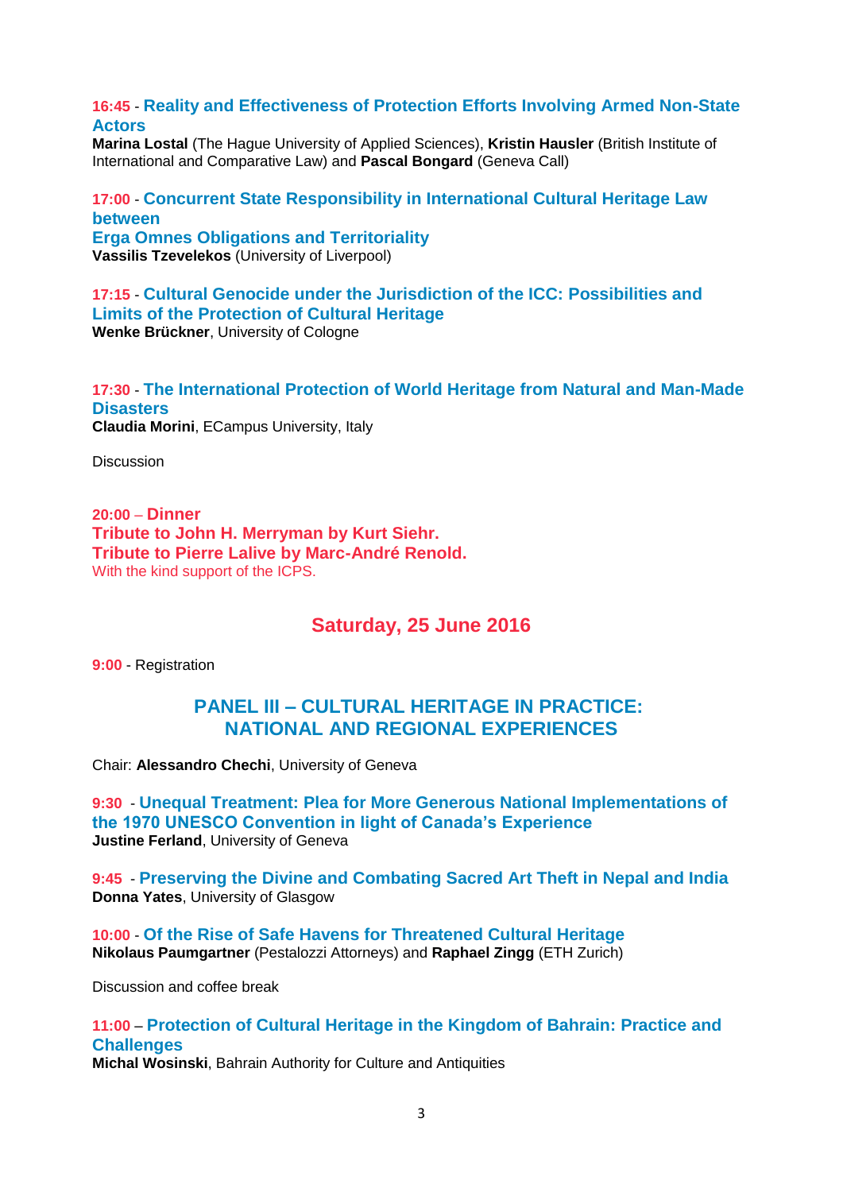**16:45** - **Reality and Effectiveness of Protection Efforts Involving Armed Non-State Actors**
**Marina Lostal** (The Hague University of Applied Sciences), **Kristin Hausler** (British Institute of International and Comparative Law) and **Pascal Bongard** (Geneva Call)

**17:00** - **Concurrent State Responsibility in International Cultural Heritage Law between Erga Omnes Obligations and Territoriality**
**Vassilis Tzevelekos** (University of Liverpool)

**17:15** - **Cultural Genocide under the Jurisdiction of the ICC: Possibilities and Limits of the Protection of Cultural Heritage**
**Wenke Brückner**, University of Cologne

**17:30** - **The International Protection of World Heritage from Natural and Man-Made Disasters**
**Claudia Morini**, ECampus University, Italy

Discussion

**20:00** – **Dinner**
**Tribute to John H. Merryman by Kurt Siehr.**
**Tribute to Pierre Lalive by Marc-André Renold.**
With the kind support of the ICPS.

## Saturday, 25 June 2016

**9:00** - Registration

## PANEL III – CULTURAL HERITAGE IN PRACTICE: NATIONAL AND REGIONAL EXPERIENCES

Chair: **Alessandro Chechi**, University of Geneva

**9:30** - **Unequal Treatment: Plea for More Generous National Implementations of the 1970 UNESCO Convention in light of Canada's Experience**
**Justine Ferland**, University of Geneva

**9:45** - **Preserving the Divine and Combating Sacred Art Theft in Nepal and India**
**Donna Yates**, University of Glasgow

**10:00** - **Of the Rise of Safe Havens for Threatened Cultural Heritage**
**Nikolaus Paumgartner** (Pestalozzi Attorneys) and **Raphael Zingg** (ETH Zurich)

Discussion and coffee break

**11:00** – **Protection of Cultural Heritage in the Kingdom of Bahrain: Practice and Challenges**
**Michal Wosinski**, Bahrain Authority for Culture and Antiquities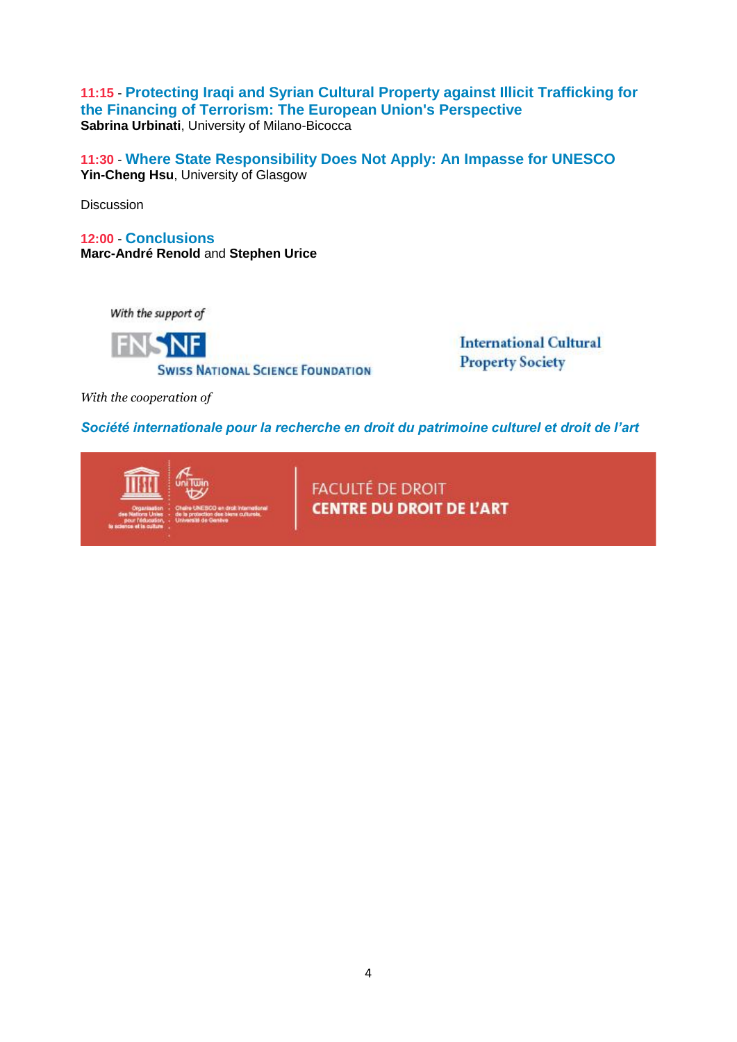**11:15** - **Protecting Iraqi and Syrian Cultural Property against Illicit Trafficking for the Financing of Terrorism: The European Union's Perspective**
**Sabrina Urbinati**, University of Milano-Bicocca

**11:30** - **Where State Responsibility Does Not Apply: An Impasse for UNESCO**
**Yin-Cheng Hsu**, University of Glasgow

Discussion

**12:00** - **Conclusions**
**Marc-André Renold** and **Stephen Urice**

*With the support of*

FNSNF
SWISS NATIONAL SCIENCE FOUNDATION

International Cultural Property Society

*With the cooperation of*

***Société internationale pour la recherche en droit du patrimoine culturel et droit de l'art***

Organisation des Nations Unies pour l'éducation, la science et la culture · Chaire UNESCO en droit international de la protection des biens culturels, Université de Genève

FACULTÉ DE DROIT
CENTRE DU DROIT DE L'ART